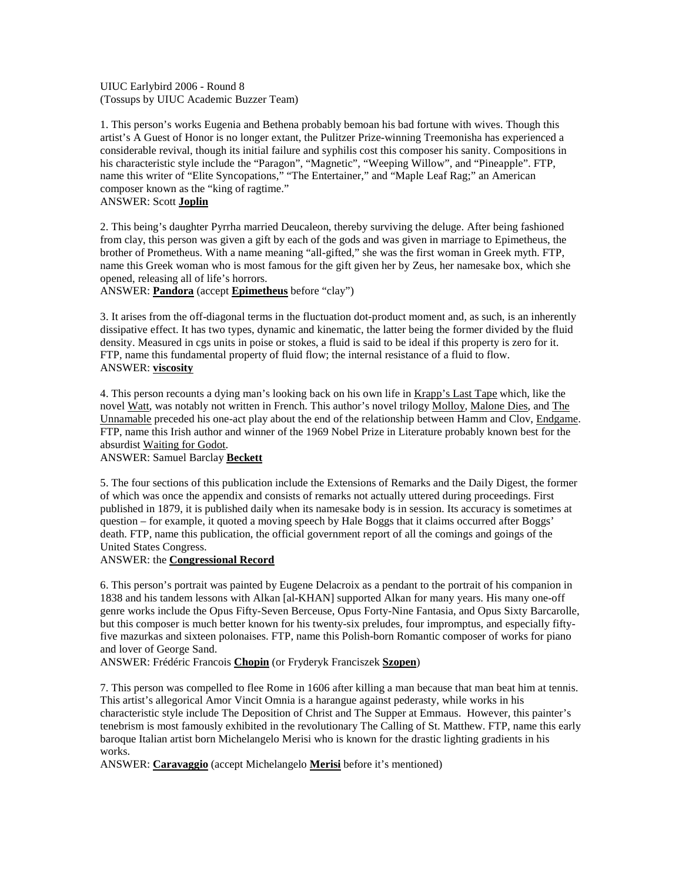UIUC Earlybird 2006 - Round 8
(Tossups by UIUC Academic Buzzer Team)

1. This person's works Eugenia and Bethena probably bemoan his bad fortune with wives. Though this artist's A Guest of Honor is no longer extant, the Pulitzer Prize-winning Treemonisha has experienced a considerable revival, though its initial failure and syphilis cost this composer his sanity. Compositions in his characteristic style include the "Paragon", "Magnetic", "Weeping Willow", and "Pineapple". FTP, name this writer of "Elite Syncopations," "The Entertainer," and "Maple Leaf Rag;" an American composer known as the "king of ragtime."
ANSWER: Scott **Joplin**

2. This being's daughter Pyrrha married Deucaleon, thereby surviving the deluge. After being fashioned from clay, this person was given a gift by each of the gods and was given in marriage to Epimetheus, the brother of Prometheus. With a name meaning "all-gifted," she was the first woman in Greek myth. FTP, name this Greek woman who is most famous for the gift given her by Zeus, her namesake box, which she opened, releasing all of life's horrors.
ANSWER: **Pandora** (accept **Epimetheus** before "clay")

3. It arises from the off-diagonal terms in the fluctuation dot-product moment and, as such, is an inherently dissipative effect. It has two types, dynamic and kinematic, the latter being the former divided by the fluid density. Measured in cgs units in poise or stokes, a fluid is said to be ideal if this property is zero for it. FTP, name this fundamental property of fluid flow; the internal resistance of a fluid to flow.
ANSWER: **viscosity**

4. This person recounts a dying man's looking back on his own life in Krapp's Last Tape which, like the novel Watt, was notably not written in French. This author's novel trilogy Molloy, Malone Dies, and The Unnamable preceded his one-act play about the end of the relationship between Hamm and Clov, Endgame. FTP, name this Irish author and winner of the 1969 Nobel Prize in Literature probably known best for the absurdist Waiting for Godot.
ANSWER: Samuel Barclay **Beckett**

5. The four sections of this publication include the Extensions of Remarks and the Daily Digest, the former of which was once the appendix and consists of remarks not actually uttered during proceedings. First published in 1879, it is published daily when its namesake body is in session. Its accuracy is sometimes at question – for example, it quoted a moving speech by Hale Boggs that it claims occurred after Boggs' death. FTP, name this publication, the official government report of all the comings and goings of the United States Congress.
ANSWER: the **Congressional Record**

6. This person's portrait was painted by Eugene Delacroix as a pendant to the portrait of his companion in 1838 and his tandem lessons with Alkan [al-KHAN] supported Alkan for many years. His many one-off genre works include the Opus Fifty-Seven Berceuse, Opus Forty-Nine Fantasia, and Opus Sixty Barcarolle, but this composer is much better known for his twenty-six preludes, four impromptus, and especially fifty-five mazurkas and sixteen polonaises. FTP, name this Polish-born Romantic composer of works for piano and lover of George Sand.
ANSWER: Frédéric Francois **Chopin** (or Fryderyk Franciszek **Szopen**)

7. This person was compelled to flee Rome in 1606 after killing a man because that man beat him at tennis. This artist's allegorical Amor Vincit Omnia is a harangue against pederasty, while works in his characteristic style include The Deposition of Christ and The Supper at Emmaus. However, this painter's tenebrism is most famously exhibited in the revolutionary The Calling of St. Matthew. FTP, name this early baroque Italian artist born Michelangelo Merisi who is known for the drastic lighting gradients in his works.
ANSWER: **Caravaggio** (accept Michelangelo **Merisi** before it's mentioned)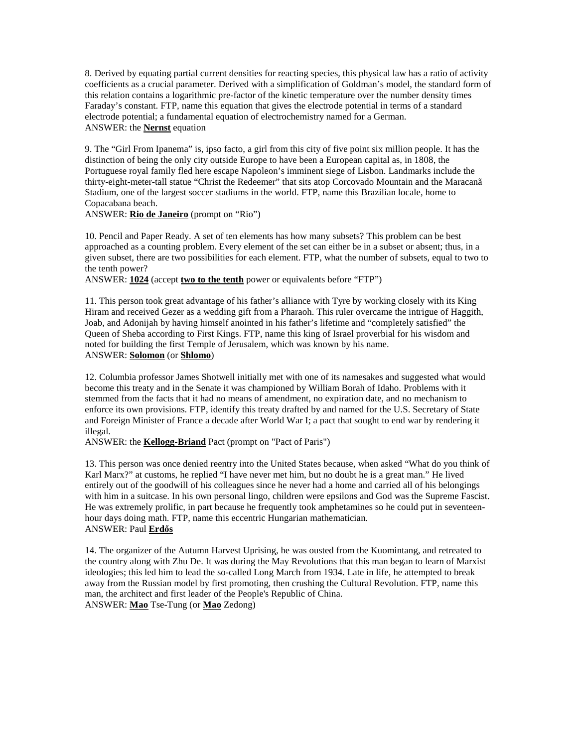8. Derived by equating partial current densities for reacting species, this physical law has a ratio of activity coefficients as a crucial parameter. Derived with a simplification of Goldman's model, the standard form of this relation contains a logarithmic pre-factor of the kinetic temperature over the number density times Faraday's constant. FTP, name this equation that gives the electrode potential in terms of a standard electrode potential; a fundamental equation of electrochemistry named for a German.
ANSWER: the **Nernst** equation

9. The "Girl From Ipanema" is, ipso facto, a girl from this city of five point six million people. It has the distinction of being the only city outside Europe to have been a European capital as, in 1808, the Portuguese royal family fled here escape Napoleon's imminent siege of Lisbon. Landmarks include the thirty-eight-meter-tall statue "Christ the Redeemer" that sits atop Corcovado Mountain and the Maracanã Stadium, one of the largest soccer stadiums in the world. FTP, name this Brazilian locale, home to Copacabana beach.
ANSWER: **Rio de Janeiro** (prompt on "Rio")

10. Pencil and Paper Ready. A set of ten elements has how many subsets? This problem can be best approached as a counting problem. Every element of the set can either be in a subset or absent; thus, in a given subset, there are two possibilities for each element. FTP, what the number of subsets, equal to two to the tenth power?
ANSWER: **1024** (accept **two to the tenth** power or equivalents before "FTP")

11. This person took great advantage of his father's alliance with Tyre by working closely with its King Hiram and received Gezer as a wedding gift from a Pharaoh. This ruler overcame the intrigue of Haggith, Joab, and Adonijah by having himself anointed in his father's lifetime and "completely satisfied" the Queen of Sheba according to First Kings. FTP, name this king of Israel proverbial for his wisdom and noted for building the first Temple of Jerusalem, which was known by his name.
ANSWER: **Solomon** (or **Shlomo**)

12. Columbia professor James Shotwell initially met with one of its namesakes and suggested what would become this treaty and in the Senate it was championed by William Borah of Idaho. Problems with it stemmed from the facts that it had no means of amendment, no expiration date, and no mechanism to enforce its own provisions. FTP, identify this treaty drafted by and named for the U.S. Secretary of State and Foreign Minister of France a decade after World War I; a pact that sought to end war by rendering it illegal.
ANSWER: the **Kellogg-Briand** Pact (prompt on "Pact of Paris")

13. This person was once denied reentry into the United States because, when asked "What do you think of Karl Marx?" at customs, he replied "I have never met him, but no doubt he is a great man." He lived entirely out of the goodwill of his colleagues since he never had a home and carried all of his belongings with him in a suitcase. In his own personal lingo, children were epsilons and God was the Supreme Fascist. He was extremely prolific, in part because he frequently took amphetamines so he could put in seventeen-hour days doing math. FTP, name this eccentric Hungarian mathematician.
ANSWER: Paul **Erdős**

14. The organizer of the Autumn Harvest Uprising, he was ousted from the Kuomintang, and retreated to the country along with Zhu De. It was during the May Revolutions that this man began to learn of Marxist ideologies; this led him to lead the so-called Long March from 1934. Late in life, he attempted to break away from the Russian model by first promoting, then crushing the Cultural Revolution. FTP, name this man, the architect and first leader of the People's Republic of China.
ANSWER: **Mao** Tse-Tung (or **Mao** Zedong)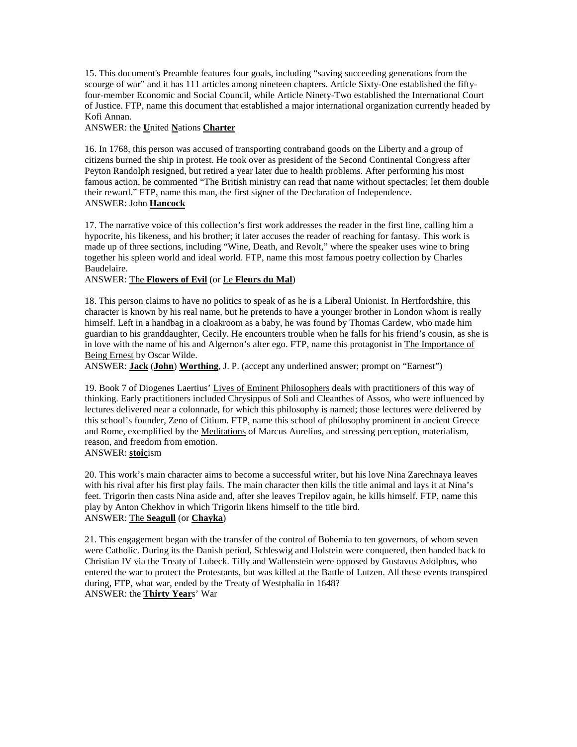15. This document's Preamble features four goals, including "saving succeeding generations from the scourge of war" and it has 111 articles among nineteen chapters. Article Sixty-One established the fifty-four-member Economic and Social Council, while Article Ninety-Two established the International Court of Justice. FTP, name this document that established a major international organization currently headed by Kofi Annan.

ANSWER: the **U**nited **N**ations **Charter**

16. In 1768, this person was accused of transporting contraband goods on the Liberty and a group of citizens burned the ship in protest. He took over as president of the Second Continental Congress after Peyton Randolph resigned, but retired a year later due to health problems. After performing his most famous action, he commented "The British ministry can read that name without spectacles; let them double their reward." FTP, name this man, the first signer of the Declaration of Independence.

ANSWER: John **Hancock**

17. The narrative voice of this collection's first work addresses the reader in the first line, calling him a hypocrite, his likeness, and his brother; it later accuses the reader of reaching for fantasy. This work is made up of three sections, including "Wine, Death, and Revolt," where the speaker uses wine to bring together his spleen world and ideal world. FTP, name this most famous poetry collection by Charles Baudelaire.

ANSWER: The **Flowers of Evil** (or Le **Fleurs du Mal**)

18. This person claims to have no politics to speak of as he is a Liberal Unionist. In Hertfordshire, this character is known by his real name, but he pretends to have a younger brother in London whom is really himself. Left in a handbag in a cloakroom as a baby, he was found by Thomas Cardew, who made him guardian to his granddaughter, Cecily. He encounters trouble when he falls for his friend's cousin, as she is in love with the name of his and Algernon's alter ego. FTP, name this protagonist in The Importance of Being Ernest by Oscar Wilde.

ANSWER: **Jack** (**John**) **Worthing**, J. P. (accept any underlined answer; prompt on "Earnest")

19. Book 7 of Diogenes Laertius' Lives of Eminent Philosophers deals with practitioners of this way of thinking. Early practitioners included Chrysippus of Soli and Cleanthes of Assos, who were influenced by lectures delivered near a colonnade, for which this philosophy is named; those lectures were delivered by this school's founder, Zeno of Citium. FTP, name this school of philosophy prominent in ancient Greece and Rome, exemplified by the Meditations of Marcus Aurelius, and stressing perception, materialism, reason, and freedom from emotion.

ANSWER: **stoic**ism

20. This work's main character aims to become a successful writer, but his love Nina Zarechnaya leaves with his rival after his first play fails. The main character then kills the title animal and lays it at Nina's feet. Trigorin then casts Nina aside and, after she leaves Trepilov again, he kills himself. FTP, name this play by Anton Chekhov in which Trigorin likens himself to the title bird.

ANSWER: The **Seagull** (or **Chayka**)

21. This engagement began with the transfer of the control of Bohemia to ten governors, of whom seven were Catholic. During its the Danish period, Schleswig and Holstein were conquered, then handed back to Christian IV via the Treaty of Lubeck. Tilly and Wallenstein were opposed by Gustavus Adolphus, who entered the war to protect the Protestants, but was killed at the Battle of Lutzen. All these events transpired during, FTP, what war, ended by the Treaty of Westphalia in 1648?

ANSWER: the **Thirty Year**s' War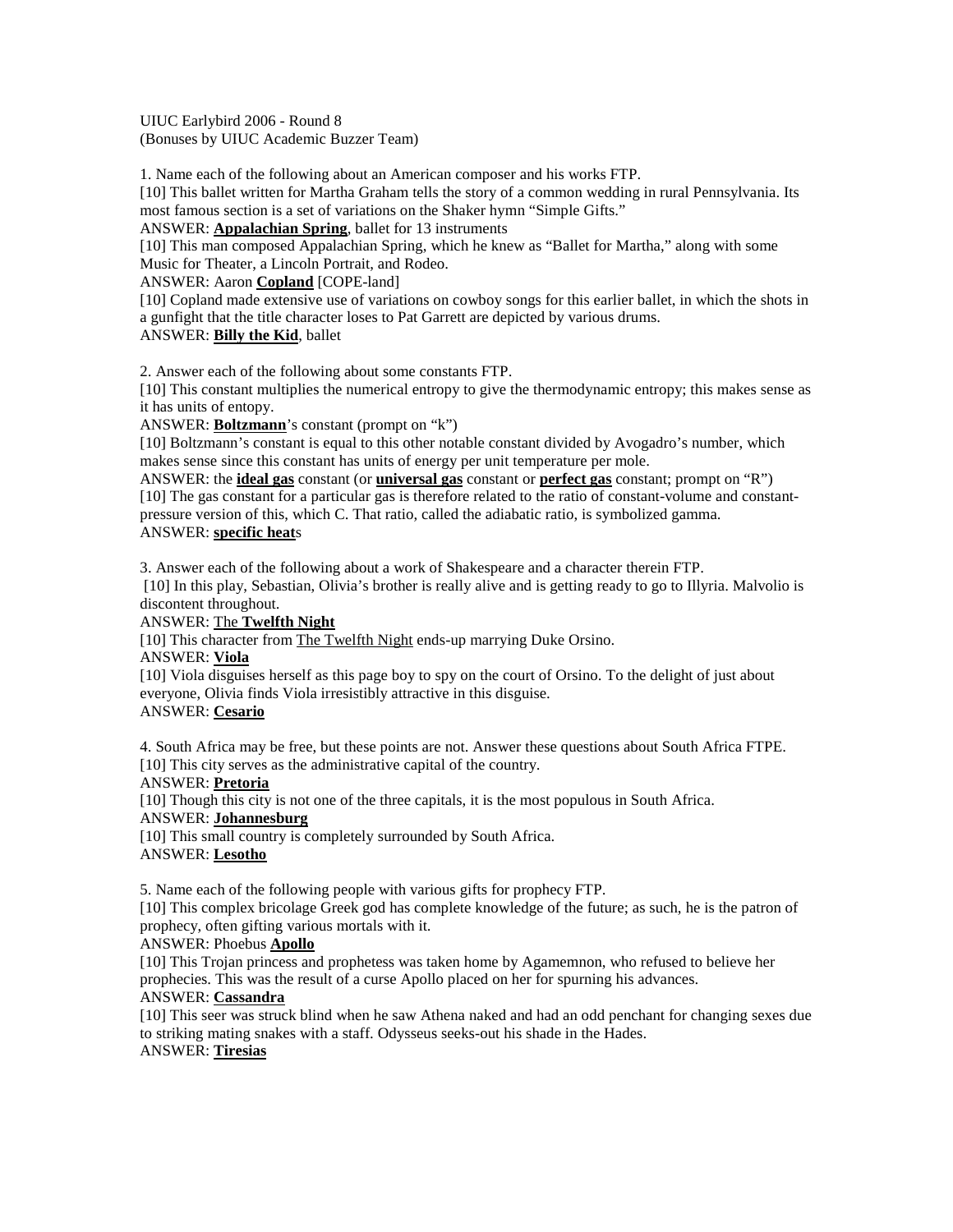UIUC Earlybird 2006 - Round 8
(Bonuses by UIUC Academic Buzzer Team)

1. Name each of the following about an American composer and his works FTP.
[10] This ballet written for Martha Graham tells the story of a common wedding in rural Pennsylvania. Its most famous section is a set of variations on the Shaker hymn "Simple Gifts."
ANSWER: **Appalachian Spring**, ballet for 13 instruments
[10] This man composed Appalachian Spring, which he knew as "Ballet for Martha," along with some Music for Theater, a Lincoln Portrait, and Rodeo.
ANSWER: Aaron **Copland** [COPE-land]
[10] Copland made extensive use of variations on cowboy songs for this earlier ballet, in which the shots in a gunfight that the title character loses to Pat Garrett are depicted by various drums.
ANSWER: **Billy the Kid**, ballet

2. Answer each of the following about some constants FTP.
[10] This constant multiplies the numerical entropy to give the thermodynamic entropy; this makes sense as it has units of entopy.
ANSWER: **Boltzmann**'s constant (prompt on "k")
[10] Boltzmann's constant is equal to this other notable constant divided by Avogadro's number, which makes sense since this constant has units of energy per unit temperature per mole.
ANSWER: the **ideal gas** constant (or **universal gas** constant or **perfect gas** constant; prompt on "R")
[10] The gas constant for a particular gas is therefore related to the ratio of constant-volume and constant-pressure version of this, which C. That ratio, called the adiabatic ratio, is symbolized gamma.
ANSWER: **specific heat**s

3. Answer each of the following about a work of Shakespeare and a character therein FTP.
[10] In this play, Sebastian, Olivia's brother is really alive and is getting ready to go to Illyria. Malvolio is discontent throughout.
ANSWER: The **Twelfth Night**
[10] This character from The Twelfth Night ends-up marrying Duke Orsino.
ANSWER: **Viola**
[10] Viola disguises herself as this page boy to spy on the court of Orsino. To the delight of just about everyone, Olivia finds Viola irresistibly attractive in this disguise.
ANSWER: **Cesario**

4. South Africa may be free, but these points are not. Answer these questions about South Africa FTPE.
[10] This city serves as the administrative capital of the country.
ANSWER: **Pretoria**
[10] Though this city is not one of the three capitals, it is the most populous in South Africa.
ANSWER: **Johannesburg**
[10] This small country is completely surrounded by South Africa.
ANSWER: **Lesotho**

5. Name each of the following people with various gifts for prophecy FTP.
[10] This complex bricolage Greek god has complete knowledge of the future; as such, he is the patron of prophecy, often gifting various mortals with it.
ANSWER: Phoebus **Apollo**
[10] This Trojan princess and prophetess was taken home by Agamemnon, who refused to believe her prophecies. This was the result of a curse Apollo placed on her for spurning his advances.
ANSWER: **Cassandra**
[10] This seer was struck blind when he saw Athena naked and had an odd penchant for changing sexes due to striking mating snakes with a staff. Odysseus seeks-out his shade in the Hades.
ANSWER: **Tiresias**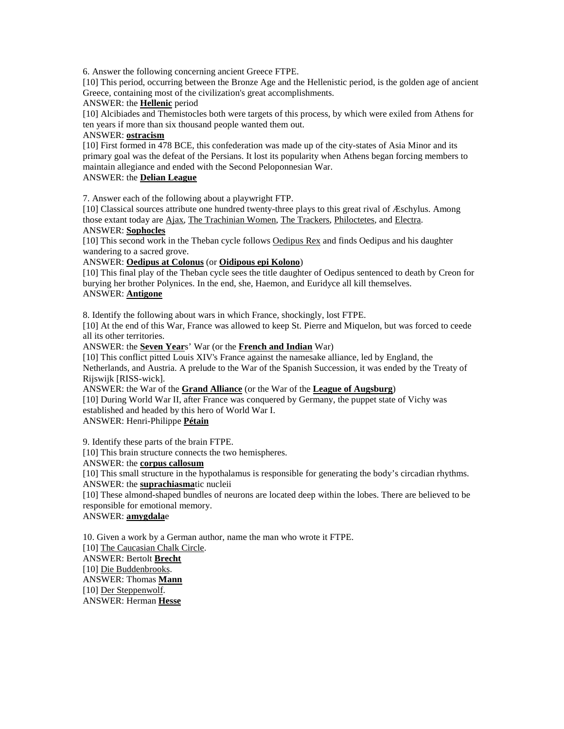6. Answer the following concerning ancient Greece FTPE.

[10] This period, occurring between the Bronze Age and the Hellenistic period, is the golden age of ancient Greece, containing most of the civilization's great accomplishments.

ANSWER: the **Hellenic** period

[10] Alcibiades and Themistocles both were targets of this process, by which were exiled from Athens for ten years if more than six thousand people wanted them out.

ANSWER: **ostracism**

[10] First formed in 478 BCE, this confederation was made up of the city-states of Asia Minor and its primary goal was the defeat of the Persians. It lost its popularity when Athens began forcing members to maintain allegiance and ended with the Second Peloponnesian War.

ANSWER: the **Delian League**

7. Answer each of the following about a playwright FTP.

[10] Classical sources attribute one hundred twenty-three plays to this great rival of Æschylus. Among those extant today are Ajax, The Trachinian Women, The Trackers, Philoctetes, and Electra.

ANSWER: **Sophocles**

[10] This second work in the Theban cycle follows Oedipus Rex and finds Oedipus and his daughter wandering to a sacred grove.

ANSWER: **Oedipus at Colonus** (or **Oidipous epi Kolono**)

[10] This final play of the Theban cycle sees the title daughter of Oedipus sentenced to death by Creon for burying her brother Polynices. In the end, she, Haemon, and Euridyce all kill themselves.

ANSWER: **Antigone**

8. Identify the following about wars in which France, shockingly, lost FTPE.

[10] At the end of this War, France was allowed to keep St. Pierre and Miquelon, but was forced to ceede all its other territories.

ANSWER: the **Seven Year**s' War (or the **French and Indian** War)

[10] This conflict pitted Louis XIV's France against the namesake alliance, led by England, the Netherlands, and Austria. A prelude to the War of the Spanish Succession, it was ended by the Treaty of Rijswijk [RISS-wick].

ANSWER: the War of the **Grand Alliance** (or the War of the **League of Augsburg**)

[10] During World War II, after France was conquered by Germany, the puppet state of Vichy was established and headed by this hero of World War I.

ANSWER: Henri-Philippe **Pétain**

9. Identify these parts of the brain FTPE.

[10] This brain structure connects the two hemispheres.

ANSWER: the **corpus callosum**

[10] This small structure in the hypothalamus is responsible for generating the body's circadian rhythms.

ANSWER: the **suprachiasma**tic nucleii

[10] These almond-shaped bundles of neurons are located deep within the lobes. There are believed to be responsible for emotional memory.

ANSWER: **amygdala**e

10. Given a work by a German author, name the man who wrote it FTPE.

[10] The Caucasian Chalk Circle.

ANSWER: Bertolt **Brecht**

[10] Die Buddenbrooks.

ANSWER: Thomas **Mann**

[10] Der Steppenwolf.

ANSWER: Herman **Hesse**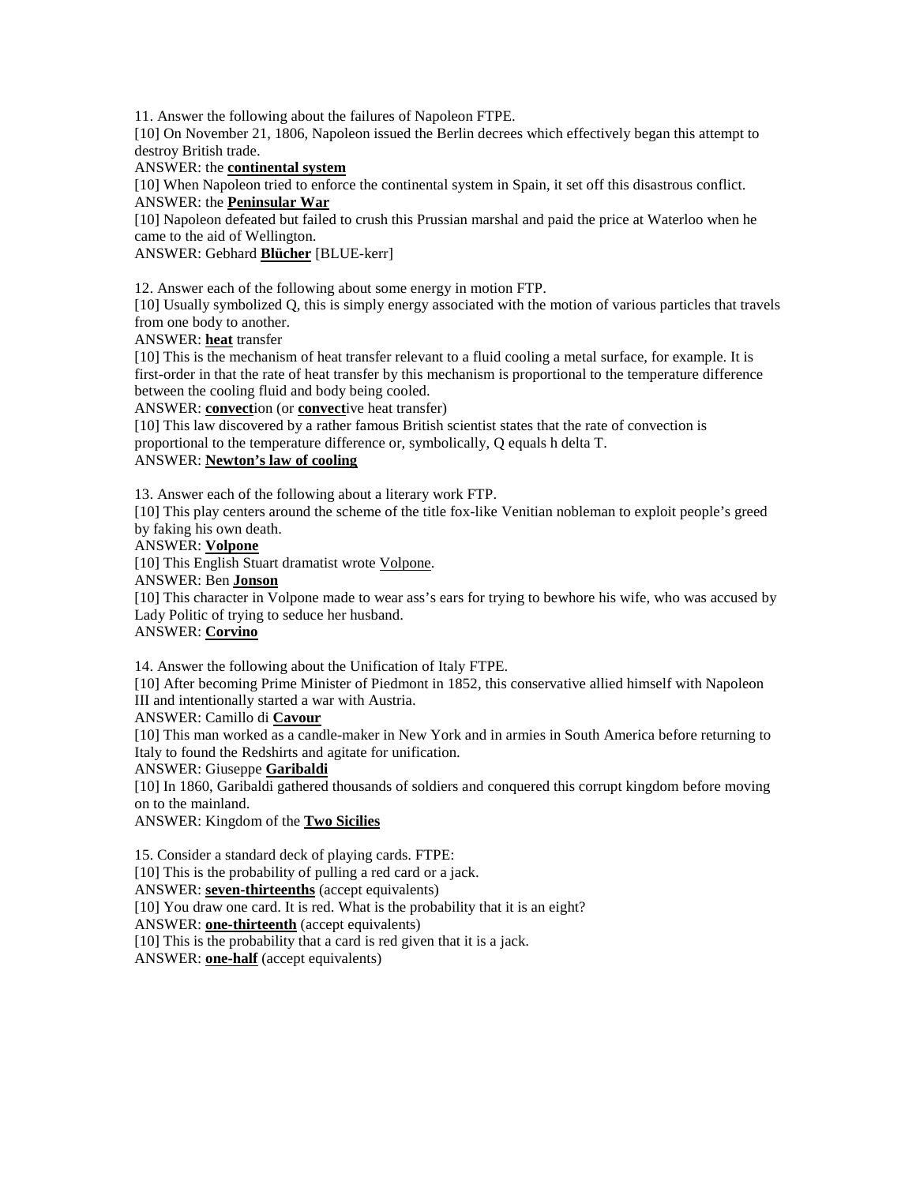11. Answer the following about the failures of Napoleon FTPE.

[10] On November 21, 1806, Napoleon issued the Berlin decrees which effectively began this attempt to destroy British trade.

ANSWER: the **continental system**

[10] When Napoleon tried to enforce the continental system in Spain, it set off this disastrous conflict.

ANSWER: the **Peninsular War**

[10] Napoleon defeated but failed to crush this Prussian marshal and paid the price at Waterloo when he came to the aid of Wellington.

ANSWER: Gebhard **Blücher** [BLUE-kerr]

12. Answer each of the following about some energy in motion FTP.

[10] Usually symbolized Q, this is simply energy associated with the motion of various particles that travels from one body to another.

ANSWER: **heat** transfer

[10] This is the mechanism of heat transfer relevant to a fluid cooling a metal surface, for example. It is first-order in that the rate of heat transfer by this mechanism is proportional to the temperature difference between the cooling fluid and body being cooled.

ANSWER: **convect**ion (or **convect**ive heat transfer)

[10] This law discovered by a rather famous British scientist states that the rate of convection is proportional to the temperature difference or, symbolically, Q equals h delta T.

ANSWER: **Newton's law of cooling**

13. Answer each of the following about a literary work FTP.

[10] This play centers around the scheme of the title fox-like Venitian nobleman to exploit people's greed by faking his own death.

ANSWER: **Volpone**

[10] This English Stuart dramatist wrote Volpone.

ANSWER: Ben **Jonson**

[10] This character in Volpone made to wear ass's ears for trying to bewhore his wife, who was accused by Lady Politic of trying to seduce her husband.

ANSWER: **Corvino**

14. Answer the following about the Unification of Italy FTPE.

[10] After becoming Prime Minister of Piedmont in 1852, this conservative allied himself with Napoleon III and intentionally started a war with Austria.

ANSWER: Camillo di **Cavour**

[10] This man worked as a candle-maker in New York and in armies in South America before returning to Italy to found the Redshirts and agitate for unification.

ANSWER: Giuseppe **Garibaldi**

[10] In 1860, Garibaldi gathered thousands of soldiers and conquered this corrupt kingdom before moving on to the mainland.

ANSWER: Kingdom of the **Two Sicilies**

15. Consider a standard deck of playing cards. FTPE:

[10] This is the probability of pulling a red card or a jack.

ANSWER: **seven-thirteenths** (accept equivalents)

[10] You draw one card. It is red. What is the probability that it is an eight?

ANSWER: **one-thirteenth** (accept equivalents)

[10] This is the probability that a card is red given that it is a jack.

ANSWER: **one-half** (accept equivalents)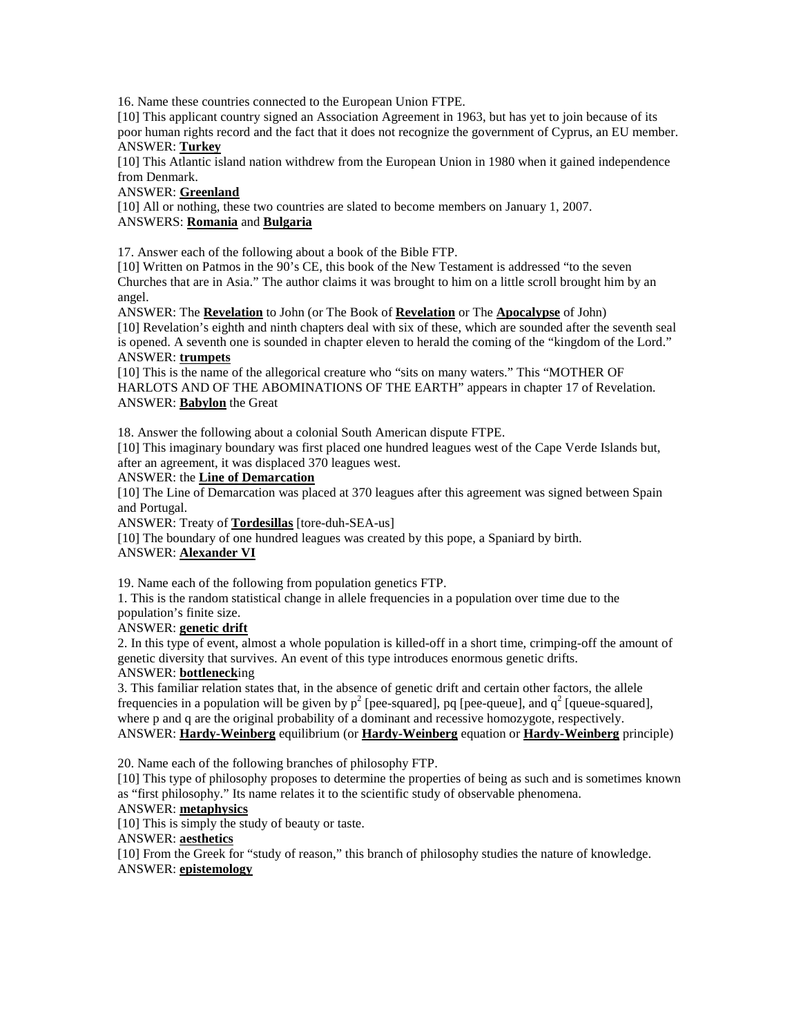16. Name these countries connected to the European Union FTPE.

[10] This applicant country signed an Association Agreement in 1963, but has yet to join because of its poor human rights record and the fact that it does not recognize the government of Cyprus, an EU member.

ANSWER: **Turkey**

[10] This Atlantic island nation withdrew from the European Union in 1980 when it gained independence from Denmark.

ANSWER: **Greenland**

[10] All or nothing, these two countries are slated to become members on January 1, 2007.

ANSWERS: **Romania** and **Bulgaria**

17. Answer each of the following about a book of the Bible FTP.

[10] Written on Patmos in the 90's CE, this book of the New Testament is addressed "to the seven Churches that are in Asia." The author claims it was brought to him on a little scroll brought him by an angel.

ANSWER: The **Revelation** to John (or The Book of **Revelation** or The **Apocalypse** of John)

[10] Revelation's eighth and ninth chapters deal with six of these, which are sounded after the seventh seal is opened. A seventh one is sounded in chapter eleven to herald the coming of the "kingdom of the Lord."

ANSWER: **trumpets**

[10] This is the name of the allegorical creature who "sits on many waters." This "MOTHER OF HARLOTS AND OF THE ABOMINATIONS OF THE EARTH" appears in chapter 17 of Revelation.

ANSWER: **Babylon** the Great

18. Answer the following about a colonial South American dispute FTPE.

[10] This imaginary boundary was first placed one hundred leagues west of the Cape Verde Islands but, after an agreement, it was displaced 370 leagues west.

ANSWER: the **Line of Demarcation**

[10] The Line of Demarcation was placed at 370 leagues after this agreement was signed between Spain and Portugal.

ANSWER: Treaty of **Tordesillas** [tore-duh-SEA-us]

[10] The boundary of one hundred leagues was created by this pope, a Spaniard by birth.

ANSWER: **Alexander VI**

19. Name each of the following from population genetics FTP.

1. This is the random statistical change in allele frequencies in a population over time due to the population's finite size.

ANSWER: **genetic drift**

2. In this type of event, almost a whole population is killed-off in a short time, crimping-off the amount of genetic diversity that survives. An event of this type introduces enormous genetic drifts.

ANSWER: **bottleneck**ing

3. This familiar relation states that, in the absence of genetic drift and certain other factors, the allele frequencies in a population will be given by $p^2$ [pee-squared], pq [pee-queue], and $q^2$ [queue-squared], where p and q are the original probability of a dominant and recessive homozygote, respectively.

ANSWER: **Hardy-Weinberg** equilibrium (or **Hardy-Weinberg** equation or **Hardy-Weinberg** principle)

20. Name each of the following branches of philosophy FTP.

[10] This type of philosophy proposes to determine the properties of being as such and is sometimes known as "first philosophy." Its name relates it to the scientific study of observable phenomena.

ANSWER: **metaphysics**

[10] This is simply the study of beauty or taste.

ANSWER: **aesthetics**

[10] From the Greek for "study of reason," this branch of philosophy studies the nature of knowledge.

ANSWER: **epistemology**